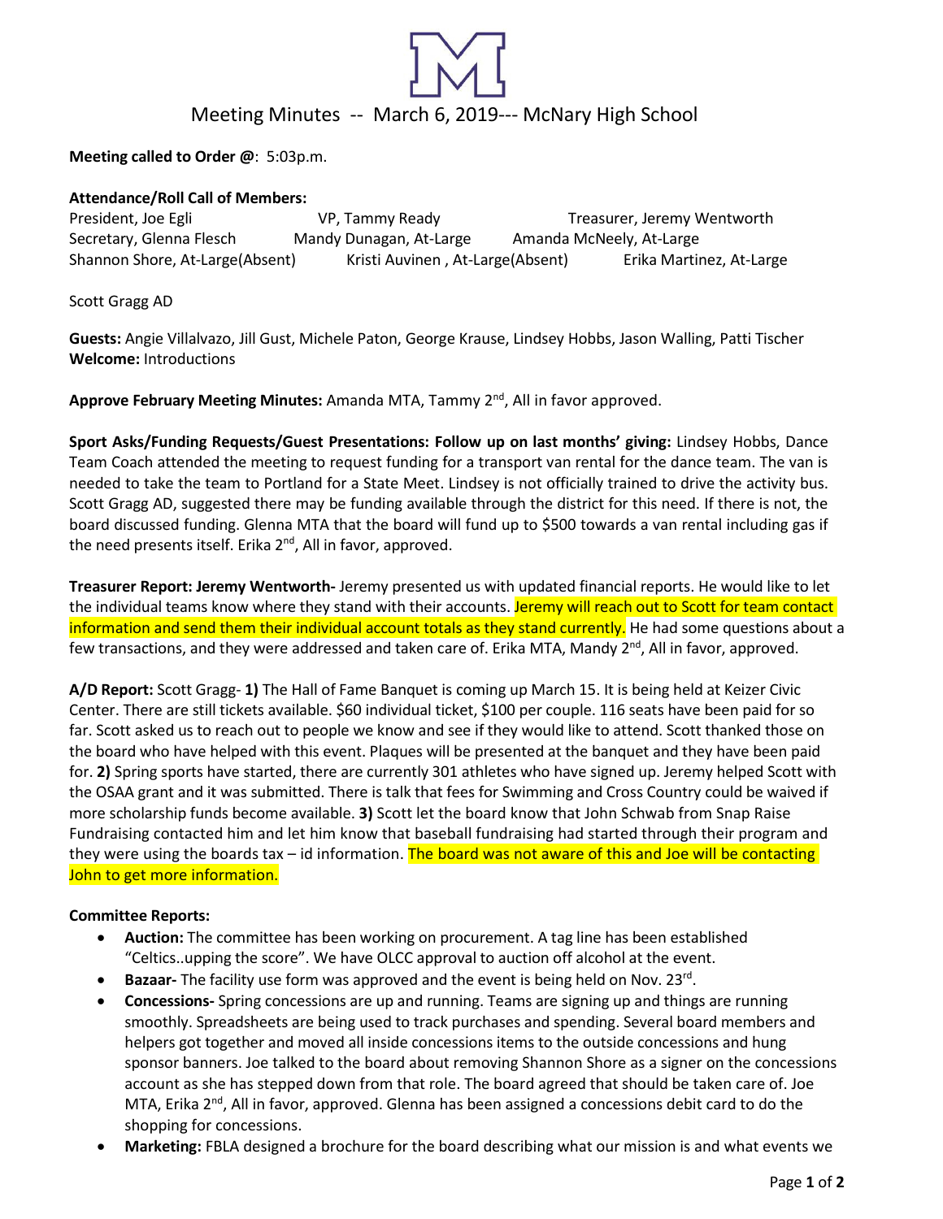# Meeting Minutes -- March 6, 2019--- McNary High School

**Meeting called to Order @**: 5:03p.m.

**Attendance/Roll Call of Members:**

President, Joe Egli
VP, Tammy Ready
Treasurer, Jeremy Wentworth
Secretary, Glenna Flesch
Mandy Dunagan, At-Large
Amanda McNeely, At-Large
Shannon Shore, At-Large(Absent)
Kristi Auvinen , At-Large(Absent)
Erika Martinez, At-Large

Scott Gragg AD

**Guests:** Angie Villalvazo, Jill Gust, Michele Paton, George Krause, Lindsey Hobbs, Jason Walling, Patti Tischer
**Welcome:** Introductions

**Approve February Meeting Minutes:** Amanda MTA, Tammy 2nd, All in favor approved.

**Sport Asks/Funding Requests/Guest Presentations: Follow up on last months' giving:** Lindsey Hobbs, Dance Team Coach attended the meeting to request funding for a transport van rental for the dance team. The van is needed to take the team to Portland for a State Meet. Lindsey is not officially trained to drive the activity bus. Scott Gragg AD, suggested there may be funding available through the district for this need. If there is not, the board discussed funding. Glenna MTA that the board will fund up to $500 towards a van rental including gas if the need presents itself. Erika 2nd, All in favor, approved.

**Treasurer Report: Jeremy Wentworth-** Jeremy presented us with updated financial reports. He would like to let the individual teams know where they stand with their accounts. Jeremy will reach out to Scott for team contact information and send them their individual account totals as they stand currently. He had some questions about a few transactions, and they were addressed and taken care of. Erika MTA, Mandy 2nd, All in favor, approved.

**A/D Report:** Scott Gragg- **1)** The Hall of Fame Banquet is coming up March 15. It is being held at Keizer Civic Center. There are still tickets available. $60 individual ticket, $100 per couple. 116 seats have been paid for so far. Scott asked us to reach out to people we know and see if they would like to attend. Scott thanked those on the board who have helped with this event. Plaques will be presented at the banquet and they have been paid for. **2)** Spring sports have started, there are currently 301 athletes who have signed up. Jeremy helped Scott with the OSAA grant and it was submitted. There is talk that fees for Swimming and Cross Country could be waived if more scholarship funds become available. **3)** Scott let the board know that John Schwab from Snap Raise Fundraising contacted him and let him know that baseball fundraising had started through their program and they were using the boards tax – id information. The board was not aware of this and Joe will be contacting John to get more information.

**Committee Reports:**

- **Auction:** The committee has been working on procurement. A tag line has been established "Celtics..upping the score". We have OLCC approval to auction off alcohol at the event.
- **Bazaar-** The facility use form was approved and the event is being held on Nov. 23rd.
- **Concessions-** Spring concessions are up and running. Teams are signing up and things are running smoothly. Spreadsheets are being used to track purchases and spending. Several board members and helpers got together and moved all inside concessions items to the outside concessions and hung sponsor banners. Joe talked to the board about removing Shannon Shore as a signer on the concessions account as she has stepped down from that role. The board agreed that should be taken care of. Joe MTA, Erika 2nd, All in favor, approved. Glenna has been assigned a concessions debit card to do the shopping for concessions.
- **Marketing:** FBLA designed a brochure for the board describing what our mission is and what events we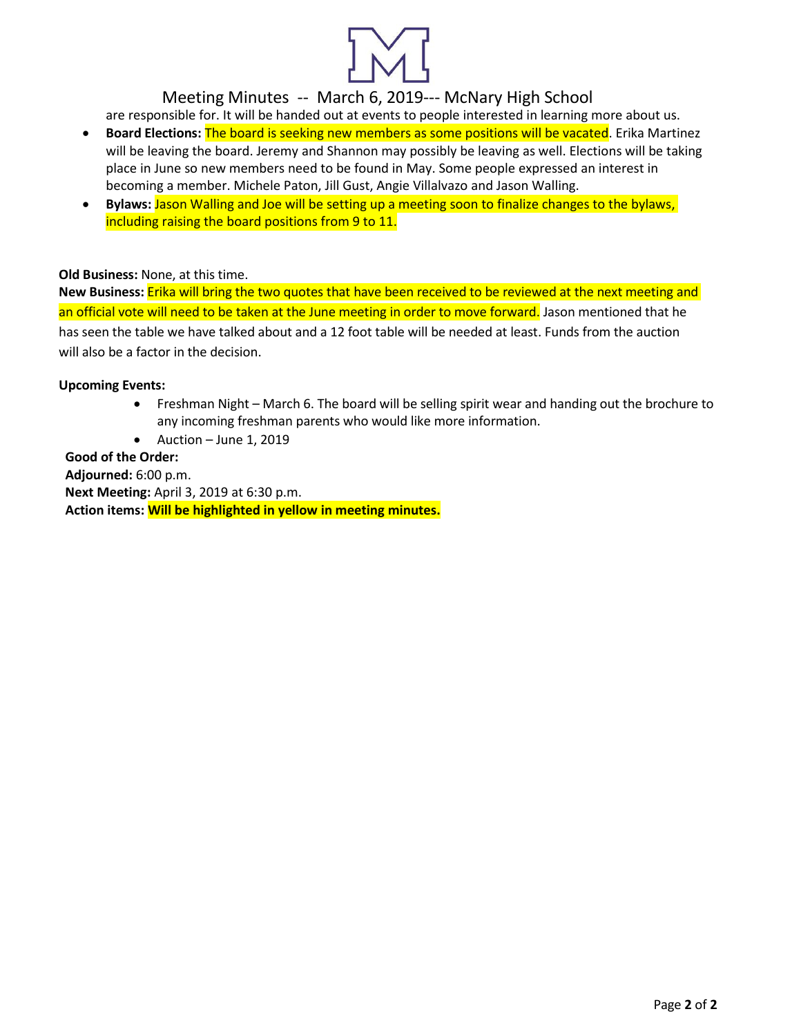Meeting Minutes -- March 6, 2019--- McNary High School

are responsible for. It will be handed out at events to people interested in learning more about us.

- **Board Elections:** The board is seeking new members as some positions will be vacated. Erika Martinez will be leaving the board. Jeremy and Shannon may possibly be leaving as well. Elections will be taking place in June so new members need to be found in May. Some people expressed an interest in becoming a member. Michele Paton, Jill Gust, Angie Villalvazo and Jason Walling.
- **Bylaws:** Jason Walling and Joe will be setting up a meeting soon to finalize changes to the bylaws, including raising the board positions from 9 to 11.

**Old Business:** None, at this time.

**New Business:** Erika will bring the two quotes that have been received to be reviewed at the next meeting and an official vote will need to be taken at the June meeting in order to move forward. Jason mentioned that he has seen the table we have talked about and a 12 foot table will be needed at least. Funds from the auction will also be a factor in the decision.

**Upcoming Events:**

- Freshman Night – March 6. The board will be selling spirit wear and handing out the brochure to any incoming freshman parents who would like more information.
- Auction – June 1, 2019

**Good of the Order:**

**Adjourned:** 6:00 p.m.

**Next Meeting:** April 3, 2019 at 6:30 p.m.

**Action items: Will be highlighted in yellow in meeting minutes.**